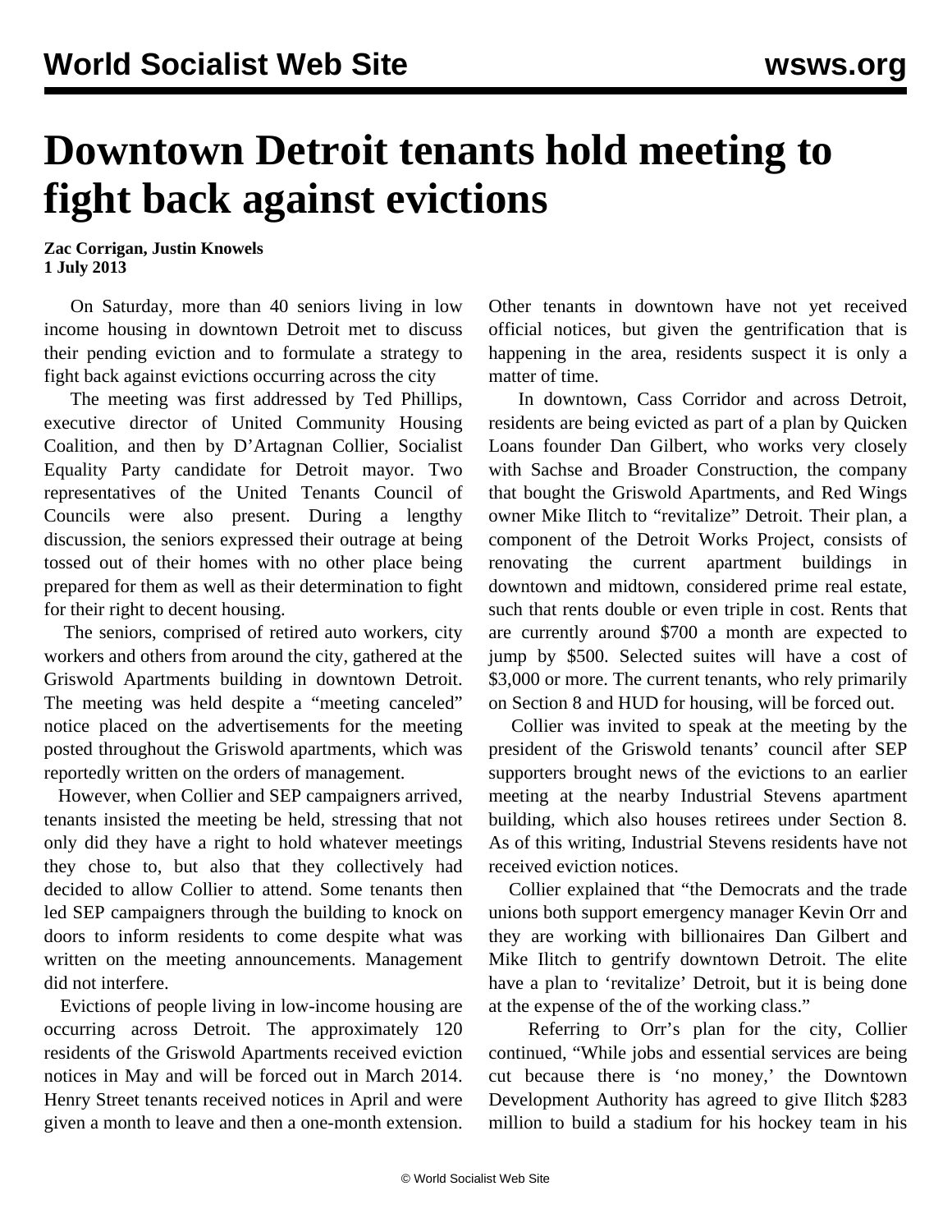# Downtown Detroit tenants hold meeting to fight back against evictions

**Zac Corrigan, Justin Knowels**
**1 July 2013**

On Saturday, more than 40 seniors living in low income housing in downtown Detroit met to discuss their pending eviction and to formulate a strategy to fight back against evictions occurring across the city

The meeting was first addressed by Ted Phillips, executive director of United Community Housing Coalition, and then by D'Artagnan Collier, Socialist Equality Party candidate for Detroit mayor. Two representatives of the United Tenants Council of Councils were also present. During a lengthy discussion, the seniors expressed their outrage at being tossed out of their homes with no other place being prepared for them as well as their determination to fight for their right to decent housing.

The seniors, comprised of retired auto workers, city workers and others from around the city, gathered at the Griswold Apartments building in downtown Detroit. The meeting was held despite a "meeting canceled" notice placed on the advertisements for the meeting posted throughout the Griswold apartments, which was reportedly written on the orders of management.

However, when Collier and SEP campaigners arrived, tenants insisted the meeting be held, stressing that not only did they have a right to hold whatever meetings they chose to, but also that they collectively had decided to allow Collier to attend. Some tenants then led SEP campaigners through the building to knock on doors to inform residents to come despite what was written on the meeting announcements. Management did not interfere.

Evictions of people living in low-income housing are occurring across Detroit. The approximately 120 residents of the Griswold Apartments received eviction notices in May and will be forced out in March 2014. Henry Street tenants received notices in April and were given a month to leave and then a one-month extension. Other tenants in downtown have not yet received official notices, but given the gentrification that is happening in the area, residents suspect it is only a matter of time.

In downtown, Cass Corridor and across Detroit, residents are being evicted as part of a plan by Quicken Loans founder Dan Gilbert, who works very closely with Sachse and Broader Construction, the company that bought the Griswold Apartments, and Red Wings owner Mike Ilitch to "revitalize" Detroit. Their plan, a component of the Detroit Works Project, consists of renovating the current apartment buildings in downtown and midtown, considered prime real estate, such that rents double or even triple in cost. Rents that are currently around $700 a month are expected to jump by $500. Selected suites will have a cost of $3,000 or more. The current tenants, who rely primarily on Section 8 and HUD for housing, will be forced out.

Collier was invited to speak at the meeting by the president of the Griswold tenants' council after SEP supporters brought news of the evictions to an earlier meeting at the nearby Industrial Stevens apartment building, which also houses retirees under Section 8. As of this writing, Industrial Stevens residents have not received eviction notices.

Collier explained that "the Democrats and the trade unions both support emergency manager Kevin Orr and they are working with billionaires Dan Gilbert and Mike Ilitch to gentrify downtown Detroit. The elite have a plan to 'revitalize' Detroit, but it is being done at the expense of the of the working class."

Referring to Orr's plan for the city, Collier continued, "While jobs and essential services are being cut because there is 'no money,' the Downtown Development Authority has agreed to give Ilitch $283 million to build a stadium for his hockey team in his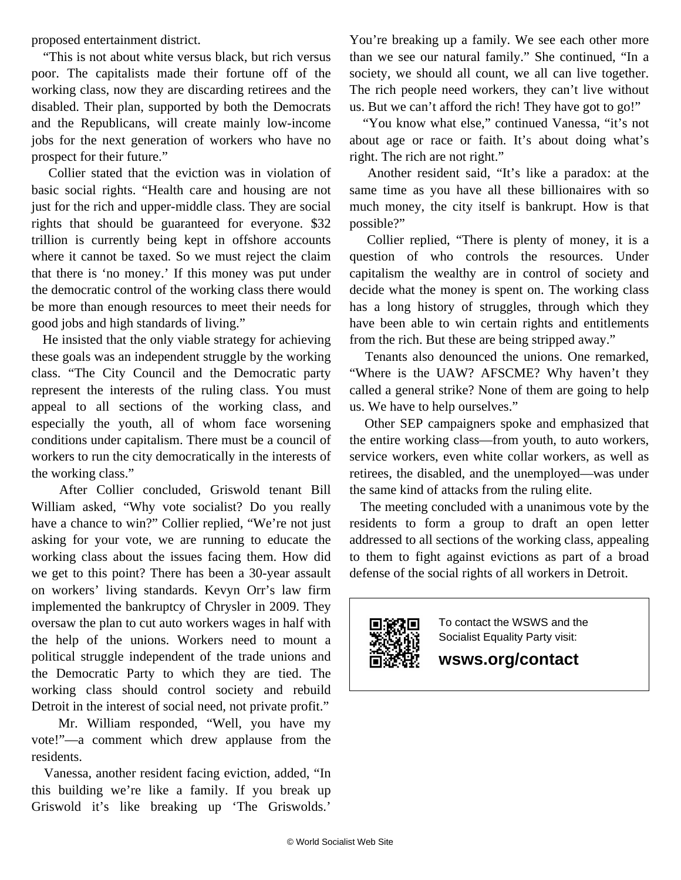proposed entertainment district.

"This is not about white versus black, but rich versus poor. The capitalists made their fortune off of the working class, now they are discarding retirees and the disabled. Their plan, supported by both the Democrats and the Republicans, will create mainly low-income jobs for the next generation of workers who have no prospect for their future."

Collier stated that the eviction was in violation of basic social rights. "Health care and housing are not just for the rich and upper-middle class. They are social rights that should be guaranteed for everyone. $32 trillion is currently being kept in offshore accounts where it cannot be taxed. So we must reject the claim that there is 'no money.' If this money was put under the democratic control of the working class there would be more than enough resources to meet their needs for good jobs and high standards of living."

He insisted that the only viable strategy for achieving these goals was an independent struggle by the working class. "The City Council and the Democratic party represent the interests of the ruling class. You must appeal to all sections of the working class, and especially the youth, all of whom face worsening conditions under capitalism. There must be a council of workers to run the city democratically in the interests of the working class."

After Collier concluded, Griswold tenant Bill William asked, "Why vote socialist? Do you really have a chance to win?" Collier replied, "We're not just asking for your vote, we are running to educate the working class about the issues facing them. How did we get to this point? There has been a 30-year assault on workers' living standards. Kevyn Orr's law firm implemented the bankruptcy of Chrysler in 2009. They oversaw the plan to cut auto workers wages in half with the help of the unions. Workers need to mount a political struggle independent of the trade unions and the Democratic Party to which they are tied. The working class should control society and rebuild Detroit in the interest of social need, not private profit."

Mr. William responded, "Well, you have my vote!"—a comment which drew applause from the residents.

Vanessa, another resident facing eviction, added, "In this building we're like a family. If you break up Griswold it's like breaking up 'The Griswolds.' You're breaking up a family. We see each other more than we see our natural family." She continued, "In a society, we should all count, we all can live together. The rich people need workers, they can't live without us. But we can't afford the rich! They have got to go!"

"You know what else," continued Vanessa, "it's not about age or race or faith. It's about doing what's right. The rich are not right."

Another resident said, "It's like a paradox: at the same time as you have all these billionaires with so much money, the city itself is bankrupt. How is that possible?"

Collier replied, "There is plenty of money, it is a question of who controls the resources. Under capitalism the wealthy are in control of society and decide what the money is spent on. The working class has a long history of struggles, through which they have been able to win certain rights and entitlements from the rich. But these are being stripped away."

Tenants also denounced the unions. One remarked, "Where is the UAW? AFSCME? Why haven't they called a general strike? None of them are going to help us. We have to help ourselves."

Other SEP campaigners spoke and emphasized that the entire working class—from youth, to auto workers, service workers, even white collar workers, as well as retirees, the disabled, and the unemployed—was under the same kind of attacks from the ruling elite.

The meeting concluded with a unanimous vote by the residents to form a group to draft an open letter addressed to all sections of the working class, appealing to them to fight against evictions as part of a broad defense of the social rights of all workers in Detroit.

To contact the WSWS and the Socialist Equality Party visit:

**wsws.org/contact**